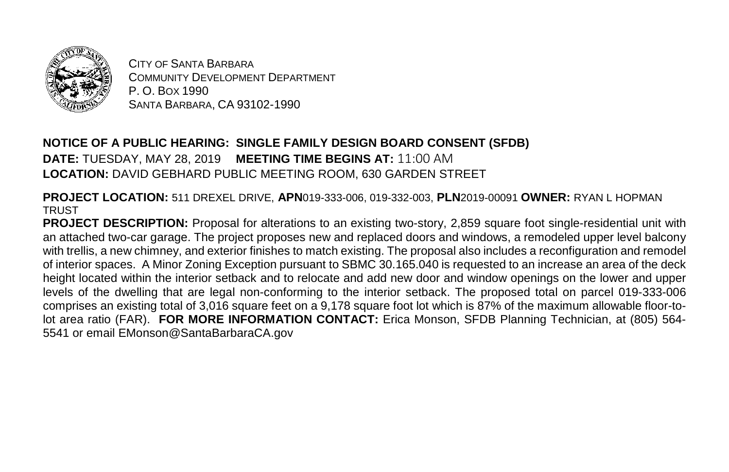CITY OF SANTA BARBARA
COMMUNITY DEVELOPMENT DEPARTMENT
P. O. BOX 1990
SANTA BARBARA, CA 93102-1990

**NOTICE OF A PUBLIC HEARING: SINGLE FAMILY DESIGN BOARD CONSENT (SFDB)**
**DATE:** TUESDAY, MAY 28, 2019 **MEETING TIME BEGINS AT:** 11:00 AM
**LOCATION:** DAVID GEBHARD PUBLIC MEETING ROOM, 630 GARDEN STREET

**PROJECT LOCATION:** 511 DREXEL DRIVE, **APN**019-333-006, 019-332-003, **PLN**2019-00091 **OWNER:** RYAN L HOPMAN TRUST

**PROJECT DESCRIPTION:** Proposal for alterations to an existing two-story, 2,859 square foot single-residential unit with an attached two-car garage. The project proposes new and replaced doors and windows, a remodeled upper level balcony with trellis, a new chimney, and exterior finishes to match existing. The proposal also includes a reconfiguration and remodel of interior spaces. A Minor Zoning Exception pursuant to SBMC 30.165.040 is requested to an increase an area of the deck height located within the interior setback and to relocate and add new door and window openings on the lower and upper levels of the dwelling that are legal non-conforming to the interior setback. The proposed total on parcel 019-333-006 comprises an existing total of 3,016 square feet on a 9,178 square foot lot which is 87% of the maximum allowable floor-to-lot area ratio (FAR). **FOR MORE INFORMATION CONTACT:** Erica Monson, SFDB Planning Technician, at (805) 564-5541 or email EMonson@SantaBarbaraCA.gov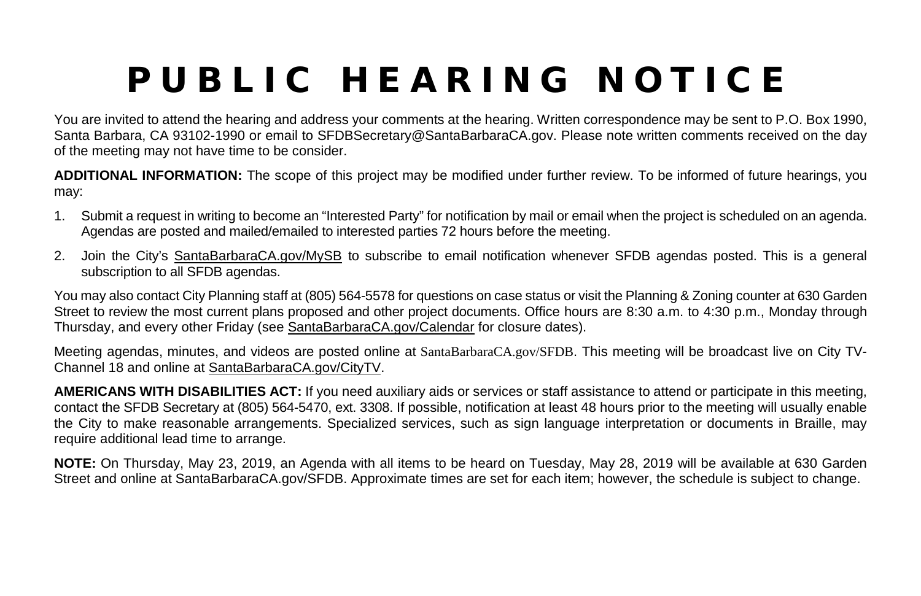# PUBLIC HEARING NOTICE

You are invited to attend the hearing and address your comments at the hearing. Written correspondence may be sent to P.O. Box 1990, Santa Barbara, CA 93102-1990 or email to SFDBSecretary@SantaBarbaraCA.gov. Please note written comments received on the day of the meeting may not have time to be consider.

**ADDITIONAL INFORMATION:** The scope of this project may be modified under further review. To be informed of future hearings, you may:

1. Submit a request in writing to become an "Interested Party" for notification by mail or email when the project is scheduled on an agenda. Agendas are posted and mailed/emailed to interested parties 72 hours before the meeting.
2. Join the City's SantaBarbaraCA.gov/MySB to subscribe to email notification whenever SFDB agendas posted. This is a general subscription to all SFDB agendas.

You may also contact City Planning staff at (805) 564-5578 for questions on case status or visit the Planning & Zoning counter at 630 Garden Street to review the most current plans proposed and other project documents. Office hours are 8:30 a.m. to 4:30 p.m., Monday through Thursday, and every other Friday (see SantaBarbaraCA.gov/Calendar for closure dates).

Meeting agendas, minutes, and videos are posted online at SantaBarbaraCA.gov/SFDB. This meeting will be broadcast live on City TV-Channel 18 and online at SantaBarbaraCA.gov/CityTV.

**AMERICANS WITH DISABILITIES ACT:** If you need auxiliary aids or services or staff assistance to attend or participate in this meeting, contact the SFDB Secretary at (805) 564-5470, ext. 3308. If possible, notification at least 48 hours prior to the meeting will usually enable the City to make reasonable arrangements. Specialized services, such as sign language interpretation or documents in Braille, may require additional lead time to arrange.

**NOTE:** On Thursday, May 23, 2019, an Agenda with all items to be heard on Tuesday, May 28, 2019 will be available at 630 Garden Street and online at SantaBarbaraCA.gov/SFDB. Approximate times are set for each item; however, the schedule is subject to change.